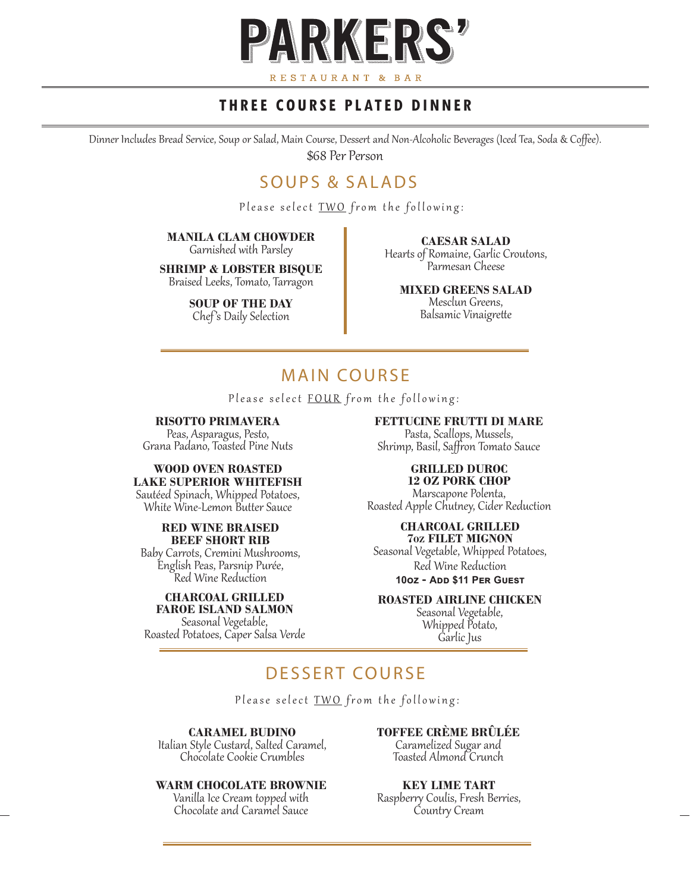# PARKERS'

RESTAURANT & BAR

## THREE COURSE PLATED DINNER

Dinner Includes Bread Service, Soup or Salad, Main Course, Dessert and Non-Alcoholic Beverages (Iced Tea, Soda & Coffee).

$68 Per Person

## SOUPS & SALADS

Please select TWO from the following:

**MANILA CLAM CHOWDER**
Garnished with Parsley

**SHRIMP & LOBSTER BISQUE**
Braised Leeks, Tomato, Tarragon

**SOUP OF THE DAY**
Chef's Daily Selection

**CAESAR SALAD**
Hearts of Romaine, Garlic Croutons, Parmesan Cheese

**MIXED GREENS SALAD**
Mesclun Greens, Balsamic Vinaigrette

## MAIN COURSE

Please select FOUR from the following:

**RISOTTO PRIMAVERA**
Peas, Asparagus, Pesto, Grana Padano, Toasted Pine Nuts

**WOOD OVEN ROASTED LAKE SUPERIOR WHITEFISH**
Sautéed Spinach, Whipped Potatoes, White Wine-Lemon Butter Sauce

**RED WINE BRAISED BEEF SHORT RIB**
Baby Carrots, Cremini Mushrooms, English Peas, Parsnip Purée, Red Wine Reduction

**CHARCOAL GRILLED FAROE ISLAND SALMON**
Seasonal Vegetable, Roasted Potatoes, Caper Salsa Verde

**FETTUCINE FRUTTI DI MARE**
Pasta, Scallops, Mussels, Shrimp, Basil, Saffron Tomato Sauce

**GRILLED DUROC 12 OZ PORK CHOP**
Marscapone Polenta, Roasted Apple Chutney, Cider Reduction

**CHARCOAL GRILLED 7oz FILET MIGNON**
Seasonal Vegetable, Whipped Potatoes, Red Wine Reduction
**10oz - Add $11 Per Guest**

**ROASTED AIRLINE CHICKEN**
Seasonal Vegetable, Whipped Potato, Garlic Jus

## DESSERT COURSE

Please select TWO from the following:

**CARAMEL BUDINO**
Italian Style Custard, Salted Caramel, Chocolate Cookie Crumbles

**WARM CHOCOLATE BROWNIE**
Vanilla Ice Cream topped with Chocolate and Caramel Sauce

**TOFFEE CRÈME BRÛLÉE**
Caramelized Sugar and Toasted Almond Crunch

**KEY LIME TART**
Raspberry Coulis, Fresh Berries, Country Cream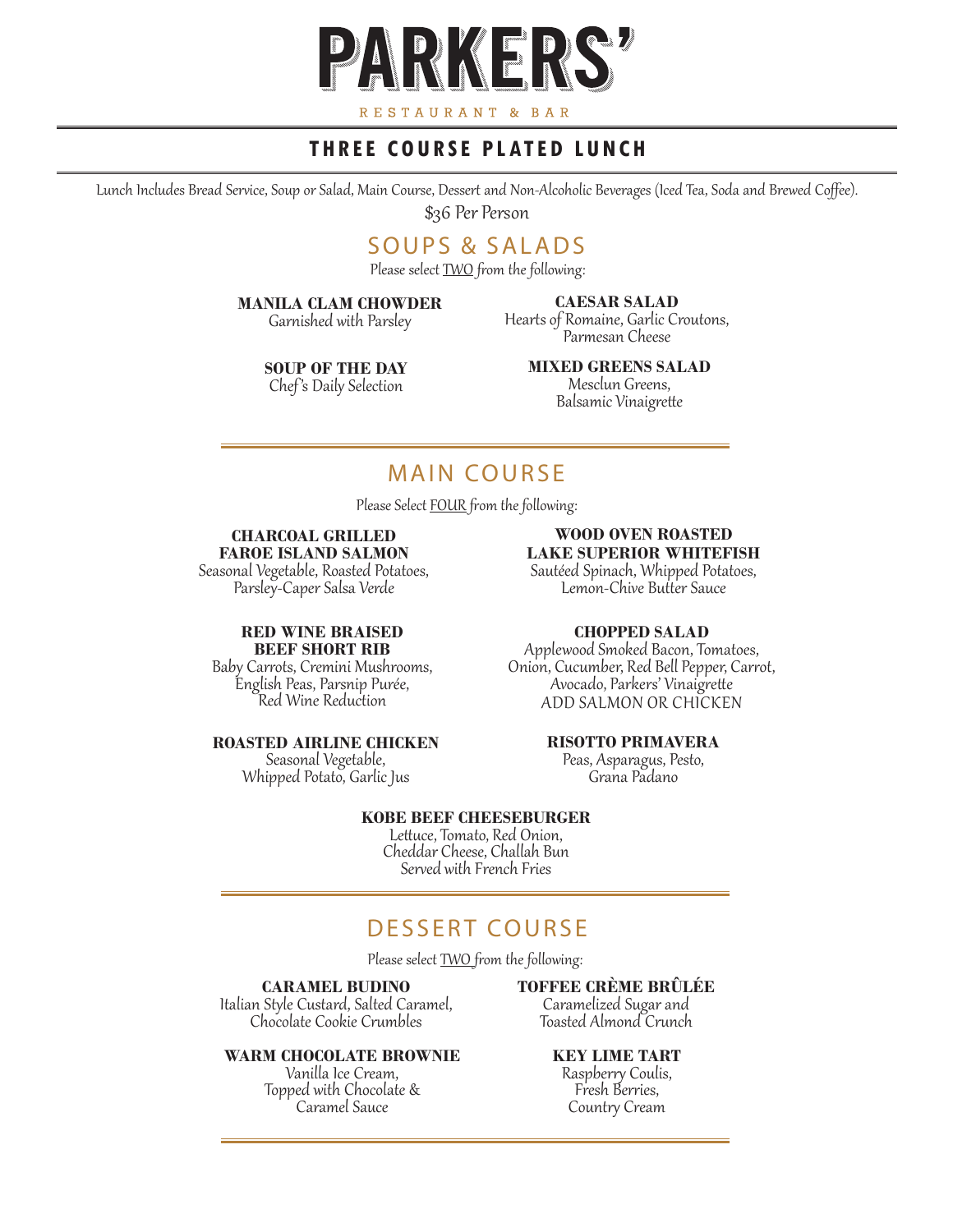# PARKERS'

RESTAURANT & BAR

## THREE COURSE PLATED LUNCH

*Lunch Includes Bread Service, Soup or Salad, Main Course, Dessert and Non-Alcoholic Beverages (Iced Tea, Soda and Brewed Coffee).*

*$36 Per Person*

## SOUPS & SALADS

*Please select TWO from the following:*

**MANILA CLAM CHOWDER**
Garnished with Parsley

**SOUP OF THE DAY**
Chef's Daily Selection

**CAESAR SALAD**
Hearts of Romaine, Garlic Croutons, Parmesan Cheese

**MIXED GREENS SALAD**
Mesclun Greens, Balsamic Vinaigrette

## MAIN COURSE

*Please Select FOUR from the following:*

**CHARCOAL GRILLED FAROE ISLAND SALMON**
Seasonal Vegetable, Roasted Potatoes, Parsley-Caper Salsa Verde

**RED WINE BRAISED BEEF SHORT RIB**
Baby Carrots, Cremini Mushrooms, English Peas, Parsnip Purée, Red Wine Reduction

**ROASTED AIRLINE CHICKEN**
Seasonal Vegetable, Whipped Potato, Garlic Jus

**WOOD OVEN ROASTED LAKE SUPERIOR WHITEFISH**
Sautéed Spinach, Whipped Potatoes, Lemon-Chive Butter Sauce

**CHOPPED SALAD**
Applewood Smoked Bacon, Tomatoes, Onion, Cucumber, Red Bell Pepper, Carrot, Avocado, Parkers' Vinaigrette
ADD SALMON OR CHICKEN

**RISOTTO PRIMAVERA**
Peas, Asparagus, Pesto, Grana Padano

**KOBE BEEF CHEESEBURGER**
Lettuce, Tomato, Red Onion, Cheddar Cheese, Challah Bun
Served with French Fries

## DESSERT COURSE

*Please select TWO from the following:*

**CARAMEL BUDINO**
Italian Style Custard, Salted Caramel, Chocolate Cookie Crumbles

**WARM CHOCOLATE BROWNIE**
Vanilla Ice Cream, Topped with Chocolate & Caramel Sauce

**TOFFEE CRÈME BRÛLÉE**
Caramelized Sugar and Toasted Almond Crunch

**KEY LIME TART**
Raspberry Coulis, Fresh Berries, Country Cream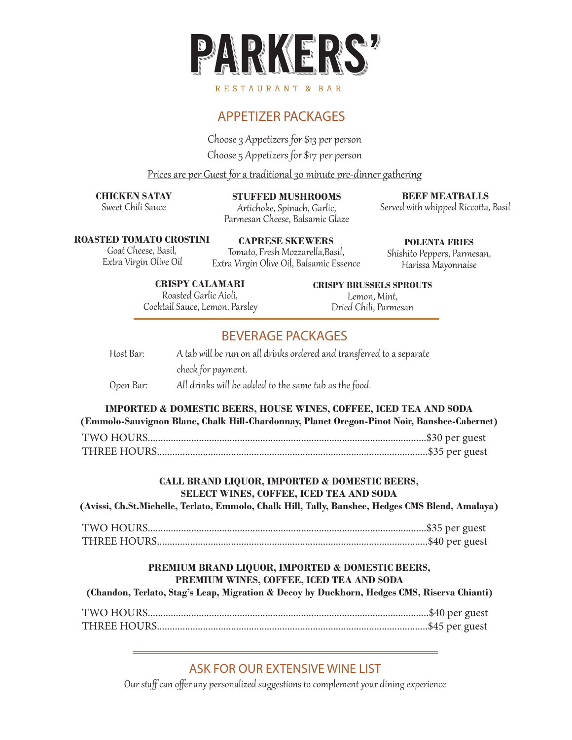# PARKERS'

RESTAURANT & BAR

## APPETIZER PACKAGES

*Choose 3 Appetizers for $13 per person*

*Choose 5 Appetizers for $17 per person*

*Prices are per Guest for a traditional 30 minute pre-dinner gathering*

**CHICKEN SATAY**
Sweet Chili Sauce

**STUFFED MUSHROOMS**
Artichoke, Spinach, Garlic, Parmesan Cheese, Balsamic Glaze

**BEEF MEATBALLS**
Served with whipped Riccotta, Basil

**ROASTED TOMATO CROSTINI**
Goat Cheese, Basil, Extra Virgin Olive Oil

**CAPRESE SKEWERS**
Tomato, Fresh Mozzarella,Basil, Extra Virgin Olive Oil, Balsamic Essence

**POLENTA FRIES**
Shishito Peppers, Parmesan, Harissa Mayonnaise

**CRISPY CALAMARI**
Roasted Garlic Aioli, Cocktail Sauce, Lemon, Parsley

**CRISPY BRUSSELS SPROUTS**
Lemon, Mint, Dried Chili, Parmesan

## BEVERAGE PACKAGES

Host Bar: A tab will be run on all drinks ordered and transferred to a separate check for payment.

Open Bar: All drinks will be added to the same tab as the food.

**IMPORTED & DOMESTIC BEERS, HOUSE WINES, COFFEE, ICED TEA AND SODA**
**(Emmolo-Sauvignon Blanc, Chalk Hill-Chardonnay, Planet Oregon-Pinot Noir, Banshee-Cabernet)**

TWO HOURS..........$30 per guest
THREE HOURS..........$35 per guest

**CALL BRAND LIQUOR, IMPORTED & DOMESTIC BEERS, SELECT WINES, COFFEE, ICED TEA AND SODA**
**(Avissi, Ch.St.Michelle, Terlato, Emmolo, Chalk Hill, Tally, Banshee, Hedges CMS Blend, Amalaya)**

TWO HOURS..........$35 per guest
THREE HOURS..........$40 per guest

**PREMIUM BRAND LIQUOR, IMPORTED & DOMESTIC BEERS, PREMIUM WINES, COFFEE, ICED TEA AND SODA**
**(Chandon, Terlato, Stag's Leap, Migration & Decoy by Duckhorn, Hedges CMS, Riserva Chianti)**

TWO HOURS..........$40 per guest
THREE HOURS..........$45 per guest

## ASK FOR OUR EXTENSIVE WINE LIST

*Our staff can offer any personalized suggestions to complement your dining experience*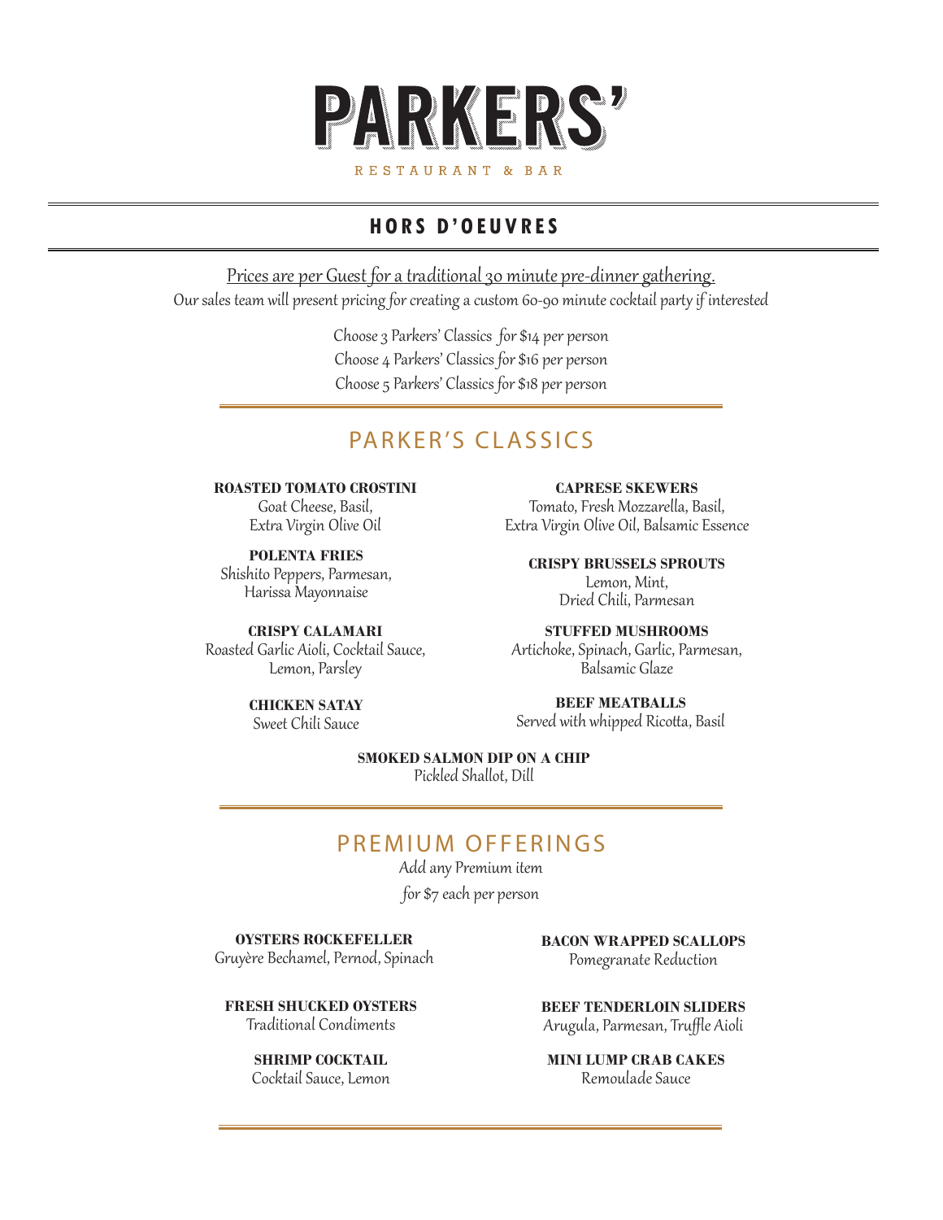# PARKERS'

RESTAURANT & BAR

## HORS D'OEUVRES

Prices are per Guest for a traditional 30 minute pre-dinner gathering.

Our sales team will present pricing for creating a custom 60-90 minute cocktail party if interested

Choose 3 Parkers' Classics for $14 per person
Choose 4 Parkers' Classics for $16 per person
Choose 5 Parkers' Classics for $18 per person

## PARKER'S CLASSICS

**ROASTED TOMATO CROSTINI**
Goat Cheese, Basil,
Extra Virgin Olive Oil

**POLENTA FRIES**
Shishito Peppers, Parmesan,
Harissa Mayonnaise

**CRISPY CALAMARI**
Roasted Garlic Aioli, Cocktail Sauce,
Lemon, Parsley

**CHICKEN SATAY**
Sweet Chili Sauce

**CAPRESE SKEWERS**
Tomato, Fresh Mozzarella, Basil,
Extra Virgin Olive Oil, Balsamic Essence

**CRISPY BRUSSELS SPROUTS**
Lemon, Mint,
Dried Chili, Parmesan

**STUFFED MUSHROOMS**
Artichoke, Spinach, Garlic, Parmesan,
Balsamic Glaze

**BEEF MEATBALLS**
Served with whipped Ricotta, Basil

**SMOKED SALMON DIP ON A CHIP**
Pickled Shallot, Dill

## PREMIUM OFFERINGS

Add any Premium item
for $7 each per person

**OYSTERS ROCKEFELLER**
Gruyère Bechamel, Pernod, Spinach

**FRESH SHUCKED OYSTERS**
Traditional Condiments

**SHRIMP COCKTAIL**
Cocktail Sauce, Lemon

**BACON WRAPPED SCALLOPS**
Pomegranate Reduction

**BEEF TENDERLOIN SLIDERS**
Arugula, Parmesan, Truffle Aioli

**MINI LUMP CRAB CAKES**
Remoulade Sauce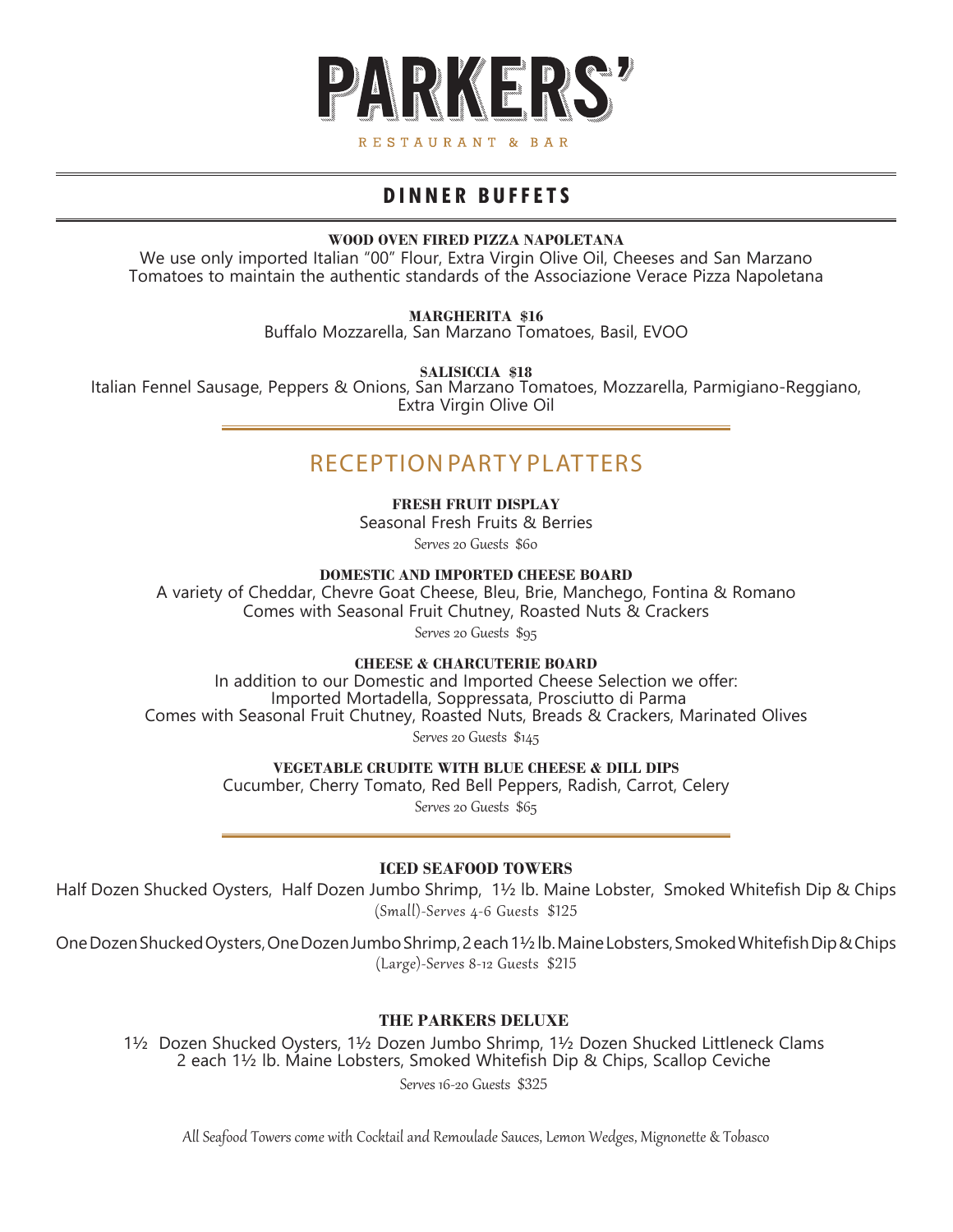# PARKERS'

RESTAURANT & BAR

## DINNER BUFFETS

**WOOD OVEN FIRED PIZZA NAPOLETANA**

We use only imported Italian "00" Flour, Extra Virgin Olive Oil, Cheeses and San Marzano Tomatoes to maintain the authentic standards of the Associazione Verace Pizza Napoletana

**MARGHERITA $16**

Buffalo Mozzarella, San Marzano Tomatoes, Basil, EVOO

**SALISICCIA $18**

Italian Fennel Sausage, Peppers & Onions, San Marzano Tomatoes, Mozzarella, Parmigiano-Reggiano, Extra Virgin Olive Oil

## RECEPTION PARTY PLATTERS

**FRESH FRUIT DISPLAY**

Seasonal Fresh Fruits & Berries

*Serves 20 Guests $60*

**DOMESTIC AND IMPORTED CHEESE BOARD**

A variety of Cheddar, Chevre Goat Cheese, Bleu, Brie, Manchego, Fontina & Romano
Comes with Seasonal Fruit Chutney, Roasted Nuts & Crackers

*Serves 20 Guests $95*

**CHEESE & CHARCUTERIE BOARD**

In addition to our Domestic and Imported Cheese Selection we offer:
Imported Mortadella, Soppressata, Prosciutto di Parma
Comes with Seasonal Fruit Chutney, Roasted Nuts, Breads & Crackers, Marinated Olives

*Serves 20 Guests $145*

**VEGETABLE CRUDITE WITH BLUE CHEESE & DILL DIPS**

Cucumber, Cherry Tomato, Red Bell Peppers, Radish, Carrot, Celery

*Serves 20 Guests $65*

**ICED SEAFOOD TOWERS**

Half Dozen Shucked Oysters, Half Dozen Jumbo Shrimp, 1½ lb. Maine Lobster, Smoked Whitefish Dip & Chips

*(Small)-Serves 4-6 Guests $125*

One Dozen Shucked Oysters, One Dozen Jumbo Shrimp, 2 each 1½ lb. Maine Lobsters, Smoked Whitefish Dip & Chips

*(Large)-Serves 8-12 Guests $215*

**THE PARKERS DELUXE**

1½ Dozen Shucked Oysters, 1½ Dozen Jumbo Shrimp, 1½ Dozen Shucked Littleneck Clams
2 each 1½ lb. Maine Lobsters, Smoked Whitefish Dip & Chips, Scallop Ceviche

*Serves 16-20 Guests $325*

*All Seafood Towers come with Cocktail and Remoulade Sauces, Lemon Wedges, Mignonette & Tobasco*